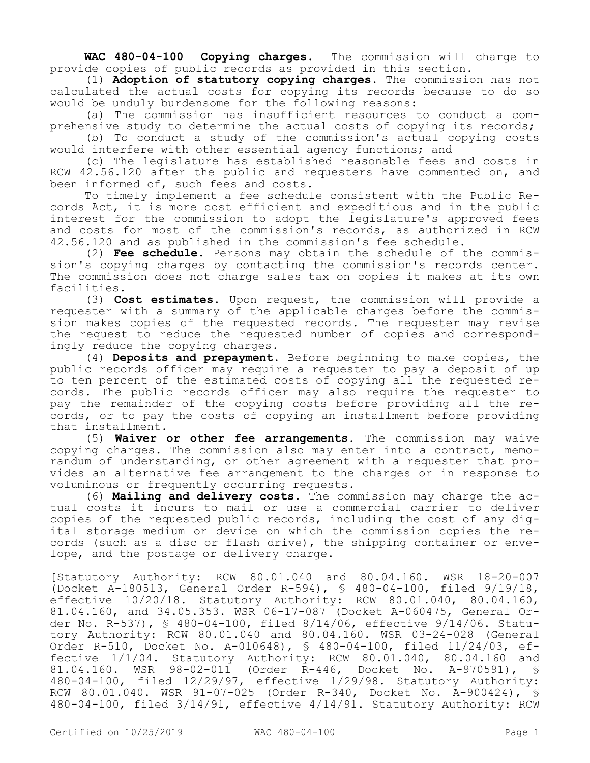**WAC 480-04-100 Copying charges.** The commission will charge to provide copies of public records as provided in this section.

(1) **Adoption of statutory copying charges.** The commission has not calculated the actual costs for copying its records because to do so would be unduly burdensome for the following reasons:

(a) The commission has insufficient resources to conduct a comprehensive study to determine the actual costs of copying its records;

(b) To conduct a study of the commission's actual copying costs would interfere with other essential agency functions; and

(c) The legislature has established reasonable fees and costs in RCW 42.56.120 after the public and requesters have commented on, and been informed of, such fees and costs.

To timely implement a fee schedule consistent with the Public Records Act, it is more cost efficient and expeditious and in the public interest for the commission to adopt the legislature's approved fees and costs for most of the commission's records, as authorized in RCW 42.56.120 and as published in the commission's fee schedule.

(2) **Fee schedule.** Persons may obtain the schedule of the commission's copying charges by contacting the commission's records center. The commission does not charge sales tax on copies it makes at its own facilities.

(3) **Cost estimates.** Upon request, the commission will provide a requester with a summary of the applicable charges before the commission makes copies of the requested records. The requester may revise the request to reduce the requested number of copies and correspondingly reduce the copying charges.

(4) **Deposits and prepayment.** Before beginning to make copies, the public records officer may require a requester to pay a deposit of up to ten percent of the estimated costs of copying all the requested records. The public records officer may also require the requester to pay the remainder of the copying costs before providing all the records, or to pay the costs of copying an installment before providing that installment.

(5) **Waiver or other fee arrangements.** The commission may waive copying charges. The commission also may enter into a contract, memorandum of understanding, or other agreement with a requester that provides an alternative fee arrangement to the charges or in response to voluminous or frequently occurring requests.

(6) **Mailing and delivery costs.** The commission may charge the actual costs it incurs to mail or use a commercial carrier to deliver copies of the requested public records, including the cost of any digital storage medium or device on which the commission copies the records (such as a disc or flash drive), the shipping container or envelope, and the postage or delivery charge.

[Statutory Authority: RCW 80.01.040 and 80.04.160. WSR 18-20-007 (Docket A-180513, General Order R-594), § 480-04-100, filed 9/19/18, effective 10/20/18. Statutory Authority: RCW 80.01.040, 80.04.160, 81.04.160, and 34.05.353. WSR 06-17-087 (Docket A-060475, General Order No. R-537), § 480-04-100, filed 8/14/06, effective 9/14/06. Statutory Authority: RCW 80.01.040 and 80.04.160. WSR 03-24-028 (General Order R-510, Docket No. A-010648), § 480-04-100, filed 11/24/03, effective 1/1/04. Statutory Authority: RCW 80.01.040, 80.04.160 and 81.04.160. WSR 98-02-011 (Order R-446, Docket No. A-970591), § 480-04-100, filed 12/29/97, effective 1/29/98. Statutory Authority: RCW 80.01.040. WSR 91-07-025 (Order R-340, Docket No. A-900424), § 480-04-100, filed 3/14/91, effective 4/14/91. Statutory Authority: RCW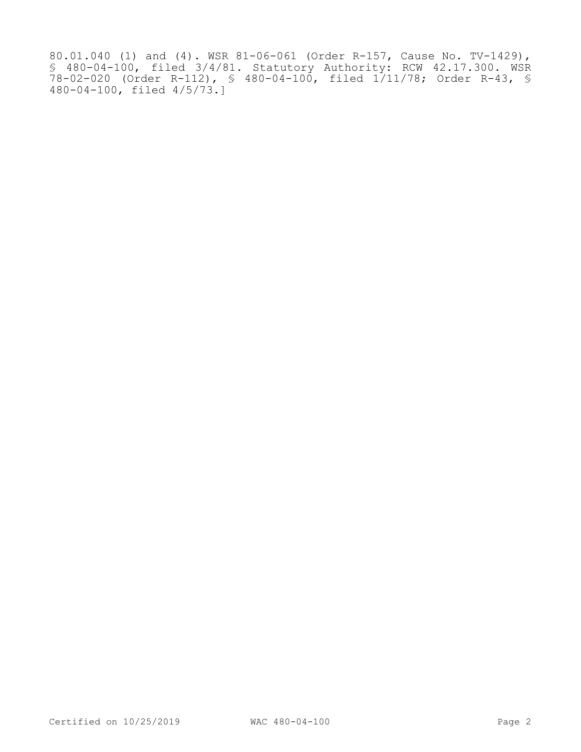80.01.040 (1) and (4). WSR 81-06-061 (Order R-157, Cause No. TV-1429), § 480-04-100, filed 3/4/81. Statutory Authority: RCW 42.17.300. WSR 78-02-020 (Order R-112), § 480-04-100, filed 1/11/78; Order R-43, § 480-04-100, filed 4/5/73.]